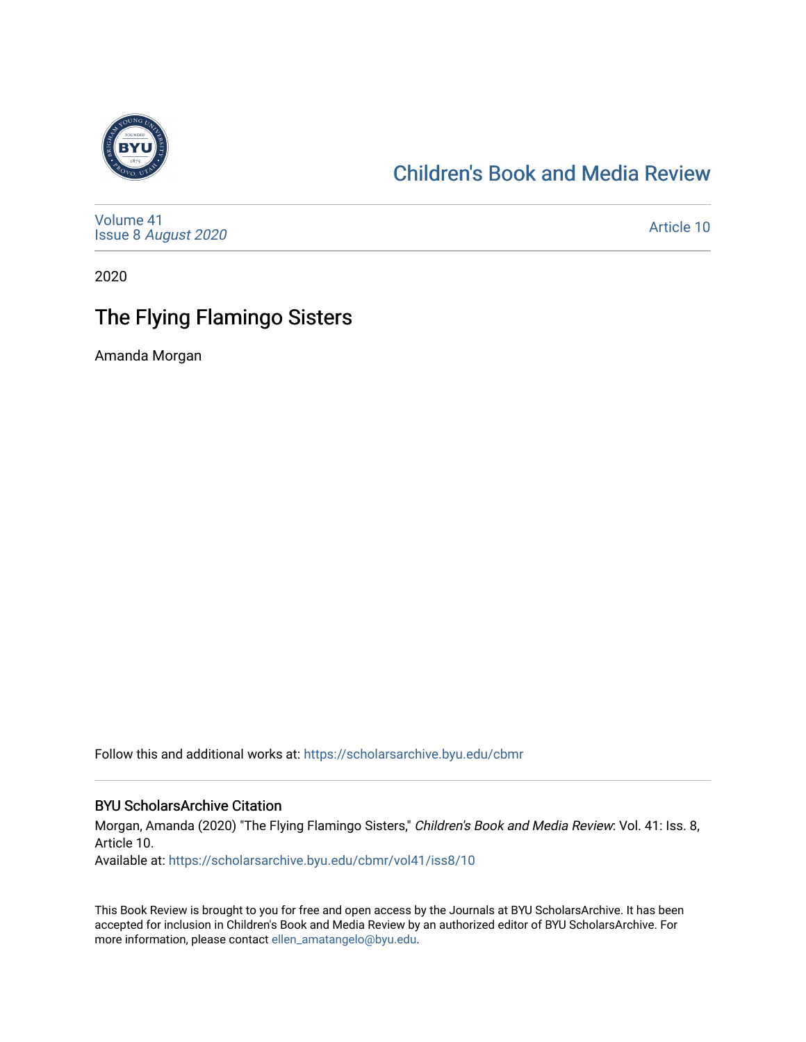# Children's Book and Media Review

Volume 41
Issue 8 *August 2020*

Article 10

2020

## The Flying Flamingo Sisters

Amanda Morgan

Follow this and additional works at: https://scholarsarchive.byu.edu/cbmr

### BYU ScholarsArchive Citation

Morgan, Amanda (2020) "The Flying Flamingo Sisters," *Children's Book and Media Review*: Vol. 41: Iss. 8, Article 10.

Available at: https://scholarsarchive.byu.edu/cbmr/vol41/iss8/10

This Book Review is brought to you for free and open access by the Journals at BYU ScholarsArchive. It has been accepted for inclusion in Children's Book and Media Review by an authorized editor of BYU ScholarsArchive. For more information, please contact ellen_amatangelo@byu.edu.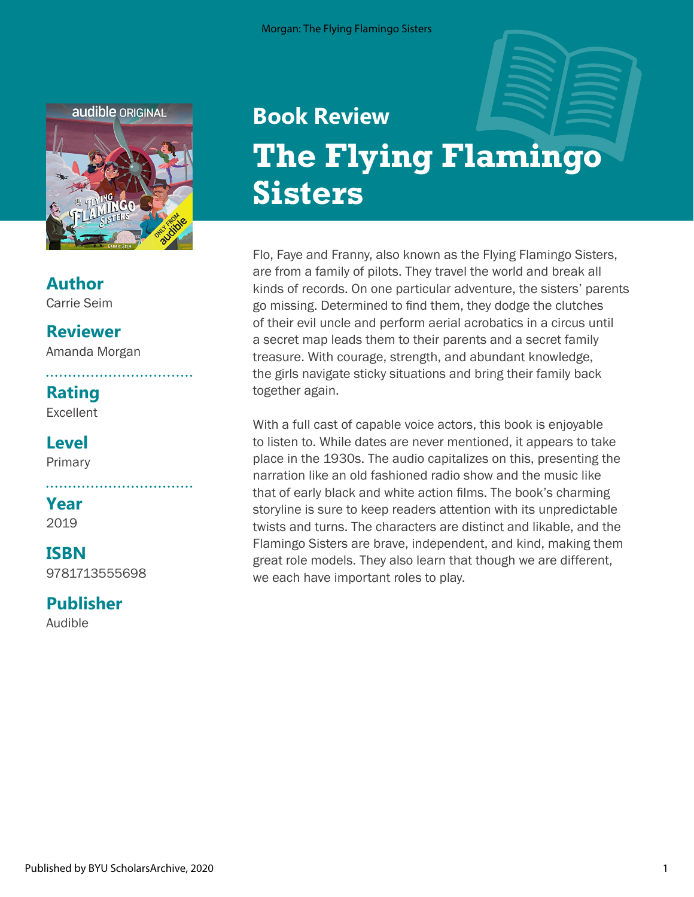## Book Review

# The Flying Flamingo Sisters

**Author**
Carrie Seim

**Reviewer**
Amanda Morgan

**Rating**
Excellent

**Level**
Primary

**Year**
2019

**ISBN**
9781713555698

**Publisher**
Audible

Flo, Faye and Franny, also known as the Flying Flamingo Sisters, are from a family of pilots. They travel the world and break all kinds of records. On one particular adventure, the sisters' parents go missing. Determined to find them, they dodge the clutches of their evil uncle and perform aerial acrobatics in a circus until a secret map leads them to their parents and a secret family treasure. With courage, strength, and abundant knowledge, the girls navigate sticky situations and bring their family back together again.

With a full cast of capable voice actors, this book is enjoyable to listen to. While dates are never mentioned, it appears to take place in the 1930s. The audio capitalizes on this, presenting the narration like an old fashioned radio show and the music like that of early black and white action films. The book's charming storyline is sure to keep readers attention with its unpredictable twists and turns. The characters are distinct and likable, and the Flamingo Sisters are brave, independent, and kind, making them great role models. They also learn that though we are different, we each have important roles to play.